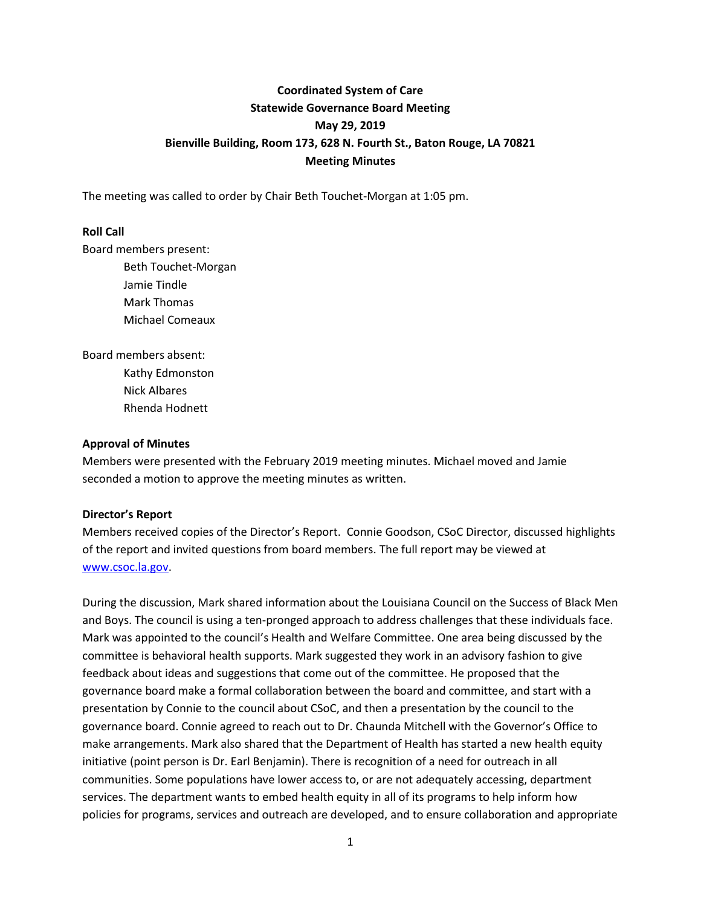**Coordinated System of Care**
**Statewide Governance Board Meeting**
**May 29, 2019**
**Bienville Building, Room 173, 628 N. Fourth St., Baton Rouge, LA 70821**
**Meeting Minutes**

The meeting was called to order by Chair Beth Touchet-Morgan at 1:05 pm.

**Roll Call**

Board members present:

- Beth Touchet-Morgan
- Jamie Tindle
- Mark Thomas
- Michael Comeaux

Board members absent:

- Kathy Edmonston
- Nick Albares
- Rhenda Hodnett

**Approval of Minutes**

Members were presented with the February 2019 meeting minutes. Michael moved and Jamie seconded a motion to approve the meeting minutes as written.

**Director's Report**

Members received copies of the Director's Report. Connie Goodson, CSoC Director, discussed highlights of the report and invited questions from board members. The full report may be viewed at www.csoc.la.gov.

During the discussion, Mark shared information about the Louisiana Council on the Success of Black Men and Boys. The council is using a ten-pronged approach to address challenges that these individuals face. Mark was appointed to the council's Health and Welfare Committee. One area being discussed by the committee is behavioral health supports. Mark suggested they work in an advisory fashion to give feedback about ideas and suggestions that come out of the committee. He proposed that the governance board make a formal collaboration between the board and committee, and start with a presentation by Connie to the council about CSoC, and then a presentation by the council to the governance board. Connie agreed to reach out to Dr. Chaunda Mitchell with the Governor's Office to make arrangements. Mark also shared that the Department of Health has started a new health equity initiative (point person is Dr. Earl Benjamin). There is recognition of a need for outreach in all communities. Some populations have lower access to, or are not adequately accessing, department services. The department wants to embed health equity in all of its programs to help inform how policies for programs, services and outreach are developed, and to ensure collaboration and appropriate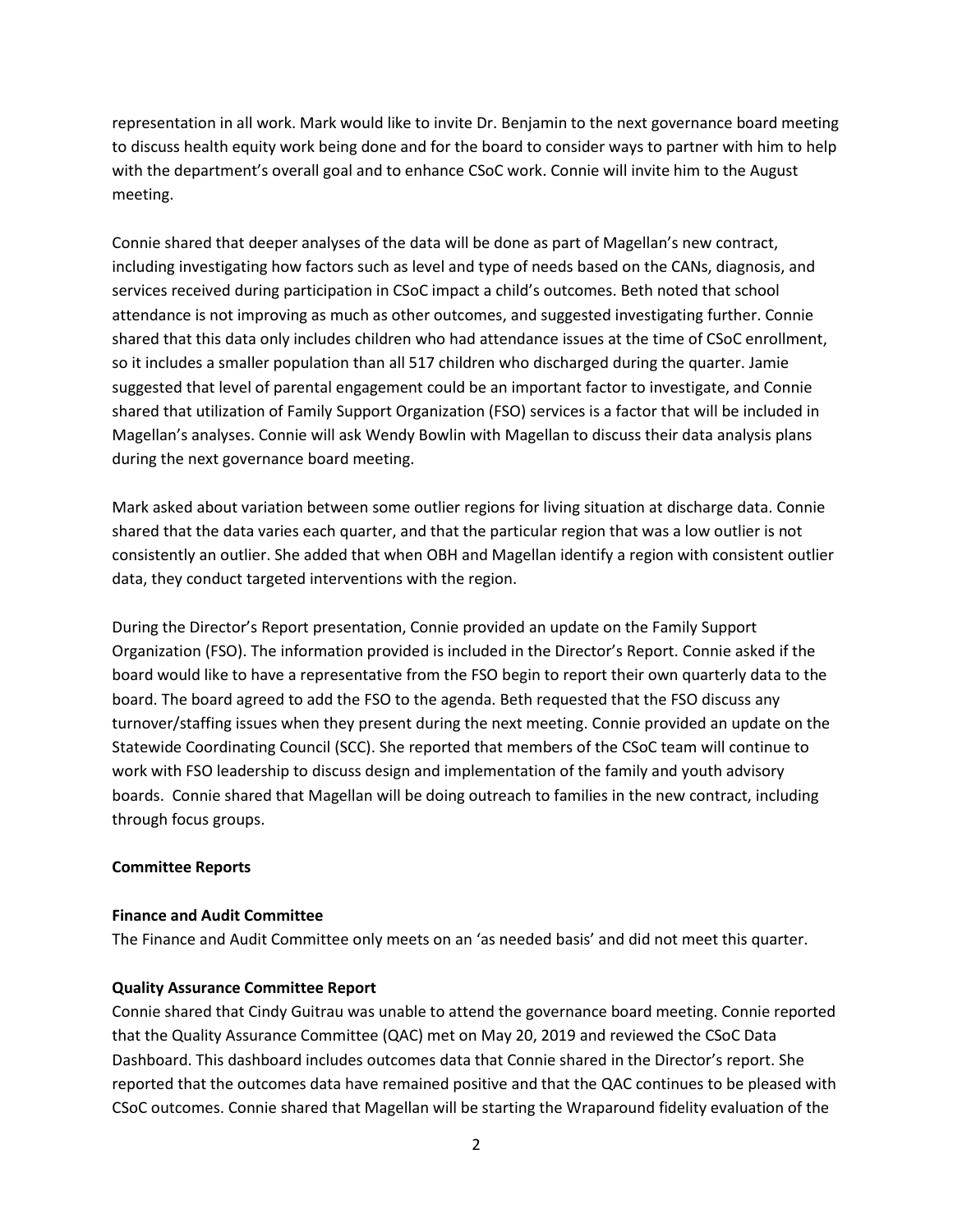representation in all work. Mark would like to invite Dr. Benjamin to the next governance board meeting to discuss health equity work being done and for the board to consider ways to partner with him to help with the department's overall goal and to enhance CSoC work. Connie will invite him to the August meeting.

Connie shared that deeper analyses of the data will be done as part of Magellan's new contract, including investigating how factors such as level and type of needs based on the CANs, diagnosis, and services received during participation in CSoC impact a child's outcomes. Beth noted that school attendance is not improving as much as other outcomes, and suggested investigating further. Connie shared that this data only includes children who had attendance issues at the time of CSoC enrollment, so it includes a smaller population than all 517 children who discharged during the quarter. Jamie suggested that level of parental engagement could be an important factor to investigate, and Connie shared that utilization of Family Support Organization (FSO) services is a factor that will be included in Magellan's analyses. Connie will ask Wendy Bowlin with Magellan to discuss their data analysis plans during the next governance board meeting.

Mark asked about variation between some outlier regions for living situation at discharge data. Connie shared that the data varies each quarter, and that the particular region that was a low outlier is not consistently an outlier. She added that when OBH and Magellan identify a region with consistent outlier data, they conduct targeted interventions with the region.

During the Director's Report presentation, Connie provided an update on the Family Support Organization (FSO). The information provided is included in the Director's Report. Connie asked if the board would like to have a representative from the FSO begin to report their own quarterly data to the board. The board agreed to add the FSO to the agenda. Beth requested that the FSO discuss any turnover/staffing issues when they present during the next meeting. Connie provided an update on the Statewide Coordinating Council (SCC). She reported that members of the CSoC team will continue to work with FSO leadership to discuss design and implementation of the family and youth advisory boards. Connie shared that Magellan will be doing outreach to families in the new contract, including through focus groups.

**Committee Reports**

**Finance and Audit Committee**

The Finance and Audit Committee only meets on an 'as needed basis' and did not meet this quarter.

**Quality Assurance Committee Report**

Connie shared that Cindy Guitrau was unable to attend the governance board meeting. Connie reported that the Quality Assurance Committee (QAC) met on May 20, 2019 and reviewed the CSoC Data Dashboard. This dashboard includes outcomes data that Connie shared in the Director's report. She reported that the outcomes data have remained positive and that the QAC continues to be pleased with CSoC outcomes. Connie shared that Magellan will be starting the Wraparound fidelity evaluation of the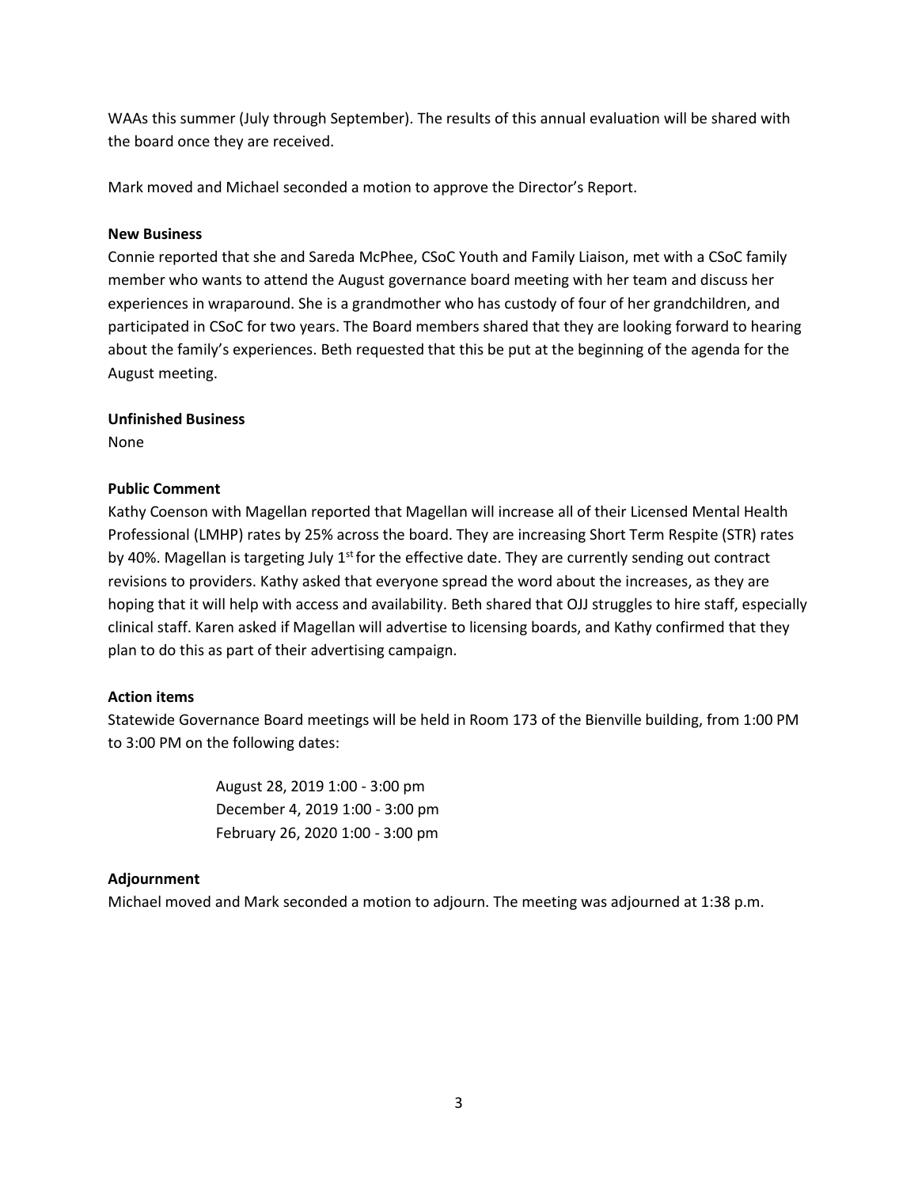WAAs this summer (July through September). The results of this annual evaluation will be shared with the board once they are received.

Mark moved and Michael seconded a motion to approve the Director's Report.

**New Business**

Connie reported that she and Sareda McPhee, CSoC Youth and Family Liaison, met with a CSoC family member who wants to attend the August governance board meeting with her team and discuss her experiences in wraparound. She is a grandmother who has custody of four of her grandchildren, and participated in CSoC for two years. The Board members shared that they are looking forward to hearing about the family's experiences. Beth requested that this be put at the beginning of the agenda for the August meeting.

**Unfinished Business**

None

**Public Comment**

Kathy Coenson with Magellan reported that Magellan will increase all of their Licensed Mental Health Professional (LMHP) rates by 25% across the board. They are increasing Short Term Respite (STR) rates by 40%. Magellan is targeting July 1st for the effective date. They are currently sending out contract revisions to providers. Kathy asked that everyone spread the word about the increases, as they are hoping that it will help with access and availability. Beth shared that OJJ struggles to hire staff, especially clinical staff. Karen asked if Magellan will advertise to licensing boards, and Kathy confirmed that they plan to do this as part of their advertising campaign.

**Action items**

Statewide Governance Board meetings will be held in Room 173 of the Bienville building, from 1:00 PM to 3:00 PM on the following dates:

August 28, 2019 1:00 - 3:00 pm
December 4, 2019 1:00 - 3:00 pm
February 26, 2020 1:00 - 3:00 pm

**Adjournment**

Michael moved and Mark seconded a motion to adjourn. The meeting was adjourned at 1:38 p.m.